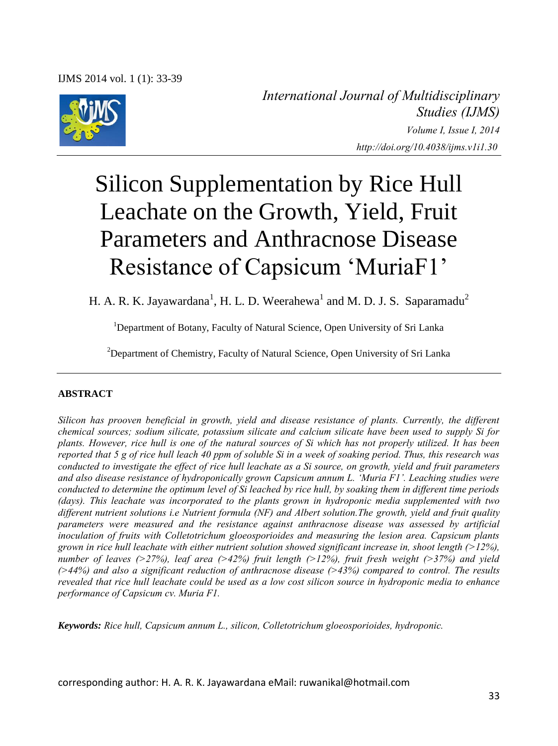*International Journal of Multidisciplinary Studies (IJMS)*
*Volume I, Issue I, 2014*
*http://doi.org/10.4038/ijms.v1i1.30*

# Silicon Supplementation by Rice Hull Leachate on the Growth, Yield, Fruit Parameters and Anthracnose Disease Resistance of Capsicum 'MuriaF1'

H. A. R. K. Jayawardana[1], H. L. D. Weerahewa[1] and M. D. J. S. Saparamadu[2]

[1]Department of Botany, Faculty of Natural Science, Open University of Sri Lanka

[2]Department of Chemistry, Faculty of Natural Science, Open University of Sri Lanka

## ABSTRACT

*Silicon has prooven beneficial in growth, yield and disease resistance of plants. Currently, the different chemical sources; sodium silicate, potassium silicate and calcium silicate have been used to supply Si for plants. However, rice hull is one of the natural sources of Si which has not properly utilized. It has been reported that 5 g of rice hull leach 40 ppm of soluble Si in a week of soaking period. Thus, this research was conducted to investigate the effect of rice hull leachate as a Si source, on growth, yield and fruit parameters and also disease resistance of hydroponically grown Capsicum annum L. 'Muria F1'. Leaching studies were conducted to determine the optimum level of Si leached by rice hull, by soaking them in different time periods (days). This leachate was incorporated to the plants grown in hydroponic media supplemented with two different nutrient solutions i.e Nutrient formula (NF) and Albert solution.The growth, yield and fruit quality parameters were measured and the resistance against anthracnose disease was assessed by artificial inoculation of fruits with Colletotrichum gloeosporioides and measuring the lesion area. Capsicum plants grown in rice hull leachate with either nutrient solution showed significant increase in, shoot length (>12%), number of leaves (>27%), leaf area (>42%) fruit length (>12%), fruit fresh weight (>37%) and yield (>44%) and also a significant reduction of anthracnose disease (>43%) compared to control. The results revealed that rice hull leachate could be used as a low cost silicon source in hydroponic media to enhance performance of Capsicum cv. Muria F1.*

***Keywords:*** *Rice hull, Capsicum annum L., silicon, Colletotrichum gloeosporioides, hydroponic.*

corresponding author: H. A. R. K. Jayawardana eMail: ruwanikal@hotmail.com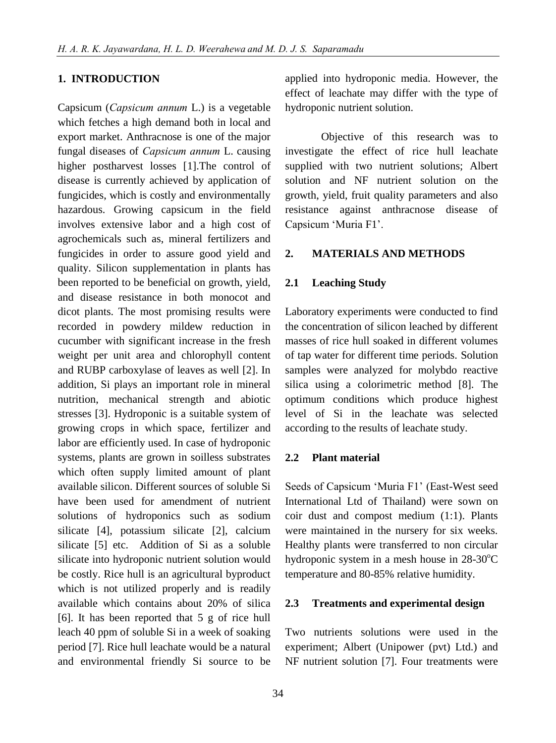## 1. INTRODUCTION

Capsicum (*Capsicum annum* L.) is a vegetable which fetches a high demand both in local and export market. Anthracnose is one of the major fungal diseases of *Capsicum annum* L. causing higher postharvest losses [1].The control of disease is currently achieved by application of fungicides, which is costly and environmentally hazardous. Growing capsicum in the field involves extensive labor and a high cost of agrochemicals such as, mineral fertilizers and fungicides in order to assure good yield and quality. Silicon supplementation in plants has been reported to be beneficial on growth, yield, and disease resistance in both monocot and dicot plants. The most promising results were recorded in powdery mildew reduction in cucumber with significant increase in the fresh weight per unit area and chlorophyll content and RUBP carboxylase of leaves as well [2]. In addition, Si plays an important role in mineral nutrition, mechanical strength and abiotic stresses [3]. Hydroponic is a suitable system of growing crops in which space, fertilizer and labor are efficiently used. In case of hydroponic systems, plants are grown in soilless substrates which often supply limited amount of plant available silicon. Different sources of soluble Si have been used for amendment of nutrient solutions of hydroponics such as sodium silicate [4], potassium silicate [2], calcium silicate [5] etc. Addition of Si as a soluble silicate into hydroponic nutrient solution would be costly. Rice hull is an agricultural byproduct which is not utilized properly and is readily available which contains about 20% of silica [6]. It has been reported that 5 g of rice hull leach 40 ppm of soluble Si in a week of soaking period [7]. Rice hull leachate would be a natural and environmental friendly Si source to be applied into hydroponic media. However, the effect of leachate may differ with the type of hydroponic nutrient solution.

Objective of this research was to investigate the effect of rice hull leachate supplied with two nutrient solutions; Albert solution and NF nutrient solution on the growth, yield, fruit quality parameters and also resistance against anthracnose disease of Capsicum 'Muria F1'.

## 2. MATERIALS AND METHODS

### 2.1 Leaching Study

Laboratory experiments were conducted to find the concentration of silicon leached by different masses of rice hull soaked in different volumes of tap water for different time periods. Solution samples were analyzed for molybdo reactive silica using a colorimetric method [8]. The optimum conditions which produce highest level of Si in the leachate was selected according to the results of leachate study.

### 2.2 Plant material

Seeds of Capsicum 'Muria F1' (East-West seed International Ltd of Thailand) were sown on coir dust and compost medium (1:1). Plants were maintained in the nursery for six weeks. Healthy plants were transferred to non circular hydroponic system in a mesh house in 28-30$^{o}$C temperature and 80-85% relative humidity.

### 2.3 Treatments and experimental design

Two nutrients solutions were used in the experiment; Albert (Unipower (pvt) Ltd.) and NF nutrient solution [7]. Four treatments were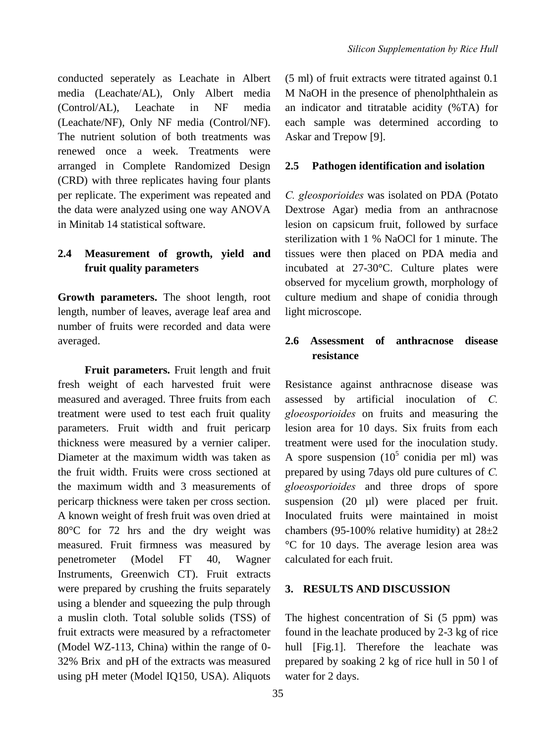conducted seperately as Leachate in Albert media (Leachate/AL), Only Albert media (Control/AL), Leachate in NF media (Leachate/NF), Only NF media (Control/NF). The nutrient solution of both treatments was renewed once a week. Treatments were arranged in Complete Randomized Design (CRD) with three replicates having four plants per replicate. The experiment was repeated and the data were analyzed using one way ANOVA in Minitab 14 statistical software.

### 2.4 Measurement of growth, yield and fruit quality parameters

**Growth parameters.** The shoot length, root length, number of leaves, average leaf area and number of fruits were recorded and data were averaged.

**Fruit parameters.** Fruit length and fruit fresh weight of each harvested fruit were measured and averaged. Three fruits from each treatment were used to test each fruit quality parameters. Fruit width and fruit pericarp thickness were measured by a vernier caliper. Diameter at the maximum width was taken as the fruit width. Fruits were cross sectioned at the maximum width and 3 measurements of pericarp thickness were taken per cross section. A known weight of fresh fruit was oven dried at 80°C for 72 hrs and the dry weight was measured. Fruit firmness was measured by penetrometer (Model FT 40, Wagner Instruments, Greenwich CT). Fruit extracts were prepared by crushing the fruits separately using a blender and squeezing the pulp through a muslin cloth. Total soluble solids (TSS) of fruit extracts were measured by a refractometer (Model WZ-113, China) within the range of 0-32% Brix and pH of the extracts was measured using pH meter (Model IQ150, USA). Aliquots (5 ml) of fruit extracts were titrated against 0.1 M NaOH in the presence of phenolphthalein as an indicator and titratable acidity (%TA) for each sample was determined according to Askar and Trepow [9].

### 2.5 Pathogen identification and isolation

*C. gleosporioides* was isolated on PDA (Potato Dextrose Agar) media from an anthracnose lesion on capsicum fruit, followed by surface sterilization with 1 % NaOCl for 1 minute. The tissues were then placed on PDA media and incubated at 27-30°C. Culture plates were observed for mycelium growth, morphology of culture medium and shape of conidia through light microscope.

### 2.6 Assessment of anthracnose disease resistance

Resistance against anthracnose disease was assessed by artificial inoculation of *C. gloeosporioides* on fruits and measuring the lesion area for 10 days. Six fruits from each treatment were used for the inoculation study. A spore suspension ($10^5$ conidia per ml) was prepared by using 7days old pure cultures of *C. gloeosporioides* and three drops of spore suspension (20 µl) were placed per fruit. Inoculated fruits were maintained in moist chambers (95-100% relative humidity) at 28±2 °C for 10 days. The average lesion area was calculated for each fruit.

## 3. RESULTS AND DISCUSSION

The highest concentration of Si (5 ppm) was found in the leachate produced by 2-3 kg of rice hull [Fig.1]. Therefore the leachate was prepared by soaking 2 kg of rice hull in 50 l of water for 2 days.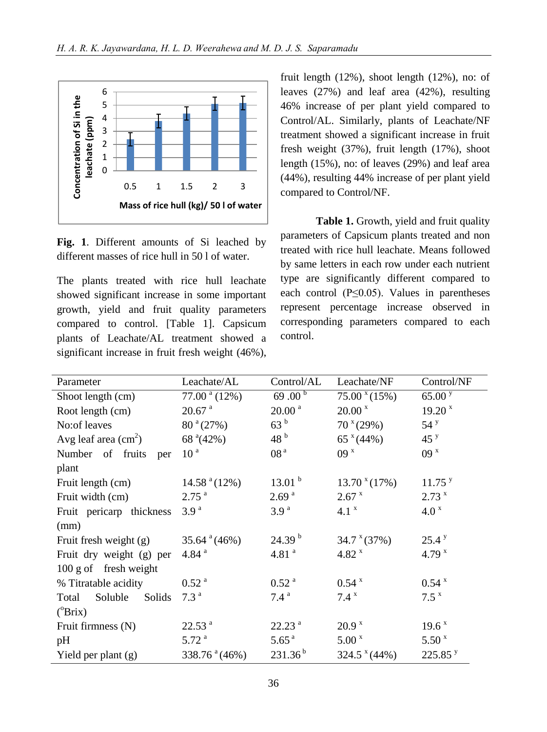**Fig. 1**. Different amounts of Si leached by different masses of rice hull in 50 l of water.

The plants treated with rice hull leachate showed significant increase in some important growth, yield and fruit quality parameters compared to control. [Table 1]. Capsicum plants of Leachate/AL treatment showed a significant increase in fruit fresh weight (46%), fruit length (12%), shoot length (12%), no: of leaves (27%) and leaf area (42%), resulting 46% increase of per plant yield compared to Control/AL. Similarly, plants of Leachate/NF treatment showed a significant increase in fruit fresh weight (37%), fruit length (17%), shoot length (15%), no: of leaves (29%) and leaf area (44%), resulting 44% increase of per plant yield compared to Control/NF.

**Table 1.** Growth, yield and fruit quality parameters of Capsicum plants treated and non treated with rice hull leachate. Means followed by same letters in each row under each nutrient type are significantly different compared to each control ($P \leq 0.05$). Values in parentheses represent percentage increase observed in corresponding parameters compared to each control.

| Parameter | Leachate/AL | Control/AL | Leachate/NF | Control/NF |
|---|---|---|---|---|
| Shoot length (cm) | 77.00 [a] (12%) | 69 .00 [b] | 75.00 [x] (15%) | 65.00 [y] |
| Root length (cm) | 20.67 [a] | 20.00 [a] | 20.00 [x] | 19.20 [x] |
| No:of leaves | 80 [a] (27%) | 63 [b] | 70 [x] (29%) | 54 [y] |
| Avg leaf area ($cm^2$) | 68 [a] (42%) | 48 [b] | 65 [x] (44%) | 45 [y] |
| Number of fruits per plant | 10 [a] | 08 [a] | 09 [x] | 09 [x] |
| Fruit length (cm) | 14.58 [a] (12%) | 13.01 [b] | 13.70 [x] (17%) | 11.75 [y] |
| Fruit width (cm) | 2.75 [a] | 2.69 [a] | 2.67 [x] | 2.73 [x] |
| Fruit pericarp thickness (mm) | 3.9 [a] | 3.9 [a] | 4.1 [x] | 4.0 [x] |
| Fruit fresh weight (g) | 35.64 [a] (46%) | 24.39 [b] | 34.7 [x] (37%) | 25.4 [y] |
| Fruit dry weight (g) per 100 g of fresh weight | 4.84 [a] | 4.81 [a] | 4.82 [x] | 4.79 [x] |
| % Titratable acidity | 0.52 [a] | 0.52 [a] | 0.54 [x] | 0.54 [x] |
| Total Soluble Solids (°Brix) | 7.3 [a] | 7.4 [a] | 7.4 [x] | 7.5 [x] |
| Fruit firmness (N) | 22.53 [a] | 22.23 [a] | 20.9 [x] | 19.6 [x] |
| pH | 5.72 [a] | 5.65 [a] | 5.00 [x] | 5.50 [x] |
| Yield per plant (g) | 338.76 [a] (46%) | 231.36 [b] | 324.5 [x] (44%) | 225.85 [y] |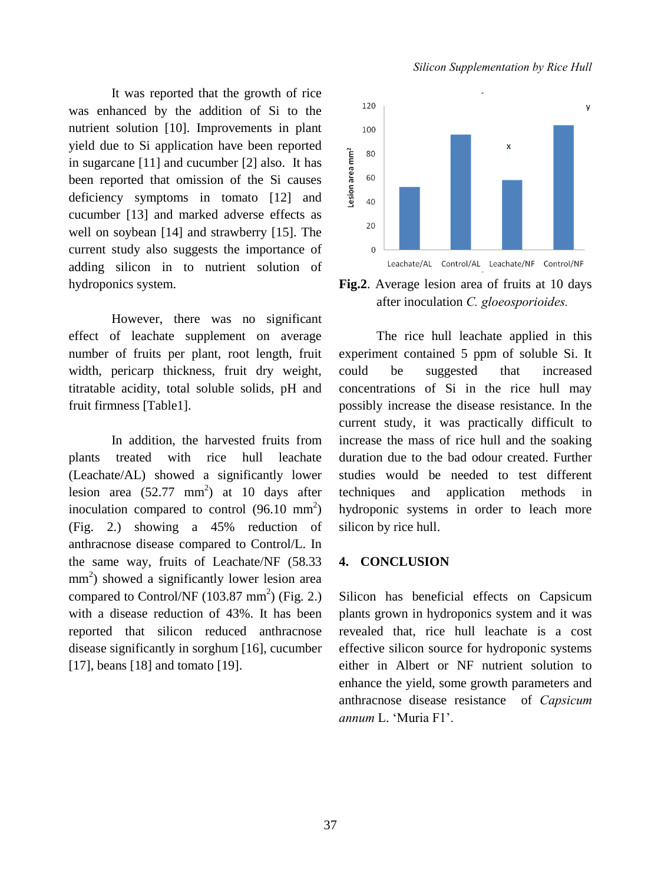It was reported that the growth of rice was enhanced by the addition of Si to the nutrient solution [10]. Improvements in plant yield due to Si application have been reported in sugarcane [11] and cucumber [2] also. It has been reported that omission of the Si causes deficiency symptoms in tomato [12] and cucumber [13] and marked adverse effects as well on soybean [14] and strawberry [15]. The current study also suggests the importance of adding silicon in to nutrient solution of hydroponics system.

However, there was no significant effect of leachate supplement on average number of fruits per plant, root length, fruit width, pericarp thickness, fruit dry weight, titratable acidity, total soluble solids, pH and fruit firmness [Table1].

In addition, the harvested fruits from plants treated with rice hull leachate (Leachate/AL) showed a significantly lower lesion area (52.77 $mm^2$) at 10 days after inoculation compared to control (96.10 $mm^2$) (Fig. 2.) showing a 45% reduction of anthracnose disease compared to Control/L. In the same way, fruits of Leachate/NF (58.33 $mm^2$) showed a significantly lower lesion area compared to Control/NF (103.87 $mm^2$) (Fig. 2.) with a disease reduction of 43%. It has been reported that silicon reduced anthracnose disease significantly in sorghum [16], cucumber [17], beans [18] and tomato [19].

**Fig.2**. Average lesion area of fruits at 10 days after inoculation *C. gloeosporioides.*

The rice hull leachate applied in this experiment contained 5 ppm of soluble Si. It could be suggested that increased concentrations of Si in the rice hull may possibly increase the disease resistance. In the current study, it was practically difficult to increase the mass of rice hull and the soaking duration due to the bad odour created. Further studies would be needed to test different techniques and application methods in hydroponic systems in order to leach more silicon by rice hull.

## 4. CONCLUSION

Silicon has beneficial effects on Capsicum plants grown in hydroponics system and it was revealed that, rice hull leachate is a cost effective silicon source for hydroponic systems either in Albert or NF nutrient solution to enhance the yield, some growth parameters and anthracnose disease resistance of *Capsicum annum* L. 'Muria F1'.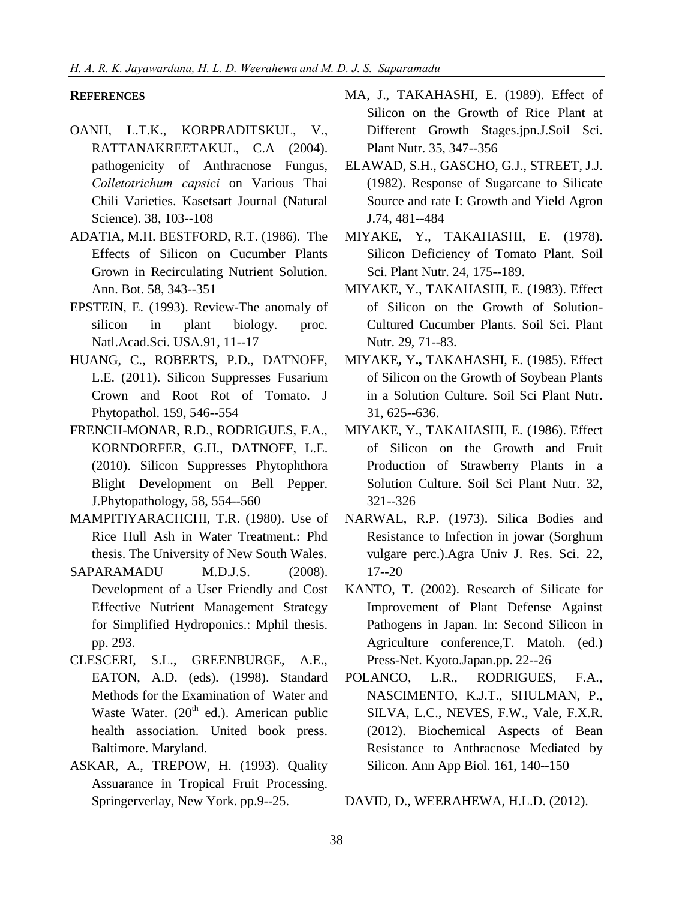## REFERENCES

OANH, L.T.K., KORPRADITSKUL, V., RATTANAKREETAKUL, C.A (2004). pathogenicity of Anthracnose Fungus, *Colletotrichum capsici* on Various Thai Chili Varieties. Kasetsart Journal (Natural Science). 38, 103--108

ADATIA, M.H. BESTFORD, R.T. (1986). The Effects of Silicon on Cucumber Plants Grown in Recirculating Nutrient Solution. Ann. Bot. 58, 343--351

EPSTEIN, E. (1993). Review-The anomaly of silicon in plant biology. proc. Natl.Acad.Sci. USA.91, 11--17

HUANG, C., ROBERTS, P.D., DATNOFF, L.E. (2011). Silicon Suppresses Fusarium Crown and Root Rot of Tomato. J Phytopathol. 159, 546--554

FRENCH-MONAR, R.D., RODRIGUES, F.A., KORNDORFER, G.H., DATNOFF, L.E. (2010). Silicon Suppresses Phytophthora Blight Development on Bell Pepper. J.Phytopathology, 58, 554--560

MAMPITIYARACHCHI, T.R. (1980). Use of Rice Hull Ash in Water Treatment.: Phd thesis. The University of New South Wales.

SAPARAMADU M.D.J.S. (2008). Development of a User Friendly and Cost Effective Nutrient Management Strategy for Simplified Hydroponics.: Mphil thesis. pp. 293.

CLESCERI, S.L., GREENBURGE, A.E., EATON, A.D. (eds). (1998). Standard Methods for the Examination of Water and Waste Water. (20th ed.). American public health association. United book press. Baltimore. Maryland.

ASKAR, A., TREPOW, H. (1993). Quality Assuarance in Tropical Fruit Processing. Springerverlay, New York. pp.9--25.

MA, J., TAKAHASHI, E. (1989). Effect of Silicon on the Growth of Rice Plant at Different Growth Stages.jpn.J.Soil Sci. Plant Nutr. 35, 347--356

ELAWAD, S.H., GASCHO, G.J., STREET, J.J. (1982). Response of Sugarcane to Silicate Source and rate I: Growth and Yield Agron J.74, 481--484

MIYAKE, Y., TAKAHASHI, E. (1978). Silicon Deficiency of Tomato Plant. Soil Sci. Plant Nutr. 24, 175--189.

MIYAKE, Y., TAKAHASHI, E. (1983). Effect of Silicon on the Growth of Solution-Cultured Cucumber Plants. Soil Sci. Plant Nutr. 29, 71--83.

MIYAKE**,** Y**.,** TAKAHASHI, E. (1985). Effect of Silicon on the Growth of Soybean Plants in a Solution Culture. Soil Sci Plant Nutr. 31, 625--636.

MIYAKE, Y., TAKAHASHI, E. (1986). Effect of Silicon on the Growth and Fruit Production of Strawberry Plants in a Solution Culture. Soil Sci Plant Nutr. 32, 321--326

NARWAL, R.P. (1973). Silica Bodies and Resistance to Infection in jowar (Sorghum vulgare perc.).Agra Univ J. Res. Sci. 22, 17--20

KANTO, T. (2002). Research of Silicate for Improvement of Plant Defense Against Pathogens in Japan. In: Second Silicon in Agriculture conference,T. Matoh. (ed.) Press-Net. Kyoto.Japan.pp. 22--26

POLANCO, L.R., RODRIGUES, F.A., NASCIMENTO, K.J.T., SHULMAN, P., SILVA, L.C., NEVES, F.W., Vale, F.X.R. (2012). Biochemical Aspects of Bean Resistance to Anthracnose Mediated by Silicon. Ann App Biol. 161, 140--150

DAVID, D., WEERAHEWA, H.L.D. (2012).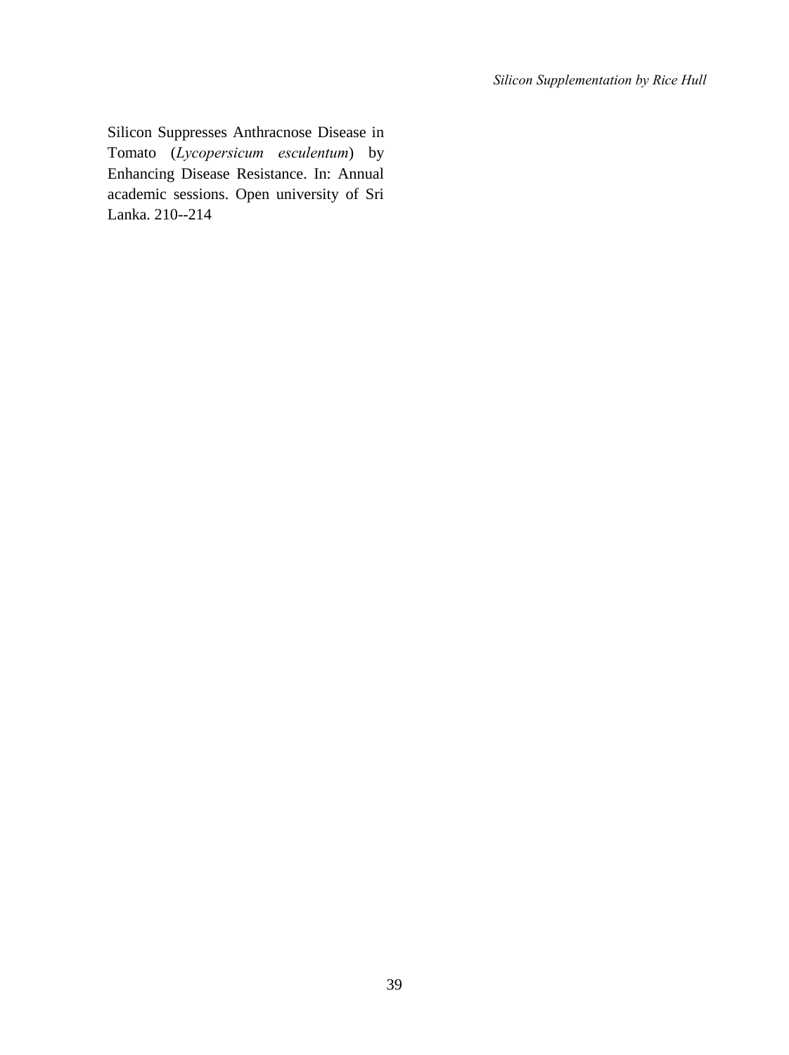Silicon Suppresses Anthracnose Disease in Tomato (*Lycopersicum esculentum*) by Enhancing Disease Resistance. In: Annual academic sessions. Open university of Sri Lanka. 210--214